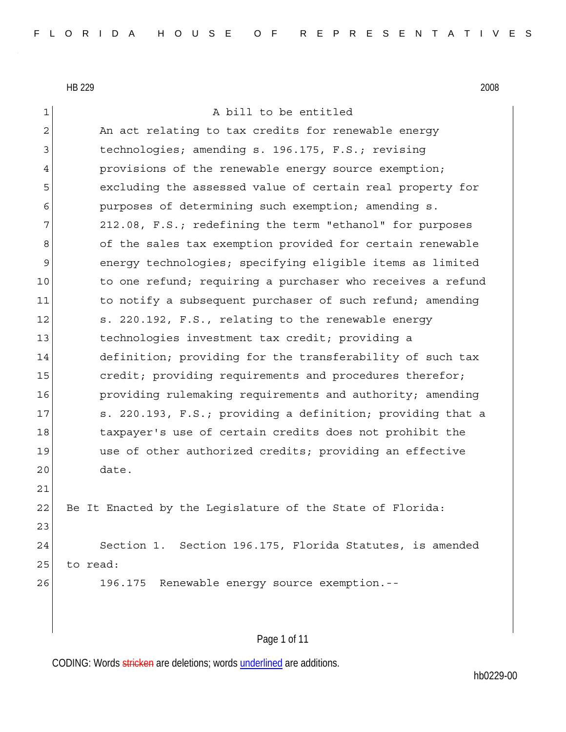HB 229 2008

A bill to be entitled

An act relating to tax credits for renewable energy technologies; amending s. 196.175, F.S.; revising provisions of the renewable energy source exemption; excluding the assessed value of certain real property for purposes of determining such exemption; amending s. 212.08, F.S.; redefining the term "ethanol" for purposes of the sales tax exemption provided for certain renewable energy technologies; specifying eligible items as limited to one refund; requiring a purchaser who receives a refund to notify a subsequent purchaser of such refund; amending s. 220.192, F.S., relating to the renewable energy technologies investment tax credit; providing a definition; providing for the transferability of such tax credit; providing requirements and procedures therefor; providing rulemaking requirements and authority; amending s. 220.193, F.S.; providing a definition; providing that a taxpayer's use of certain credits does not prohibit the use of other authorized credits; providing an effective date.

Be It Enacted by the Legislature of the State of Florida:

Section 1. Section 196.175, Florida Statutes, is amended to read:

196.175 Renewable energy source exemption.--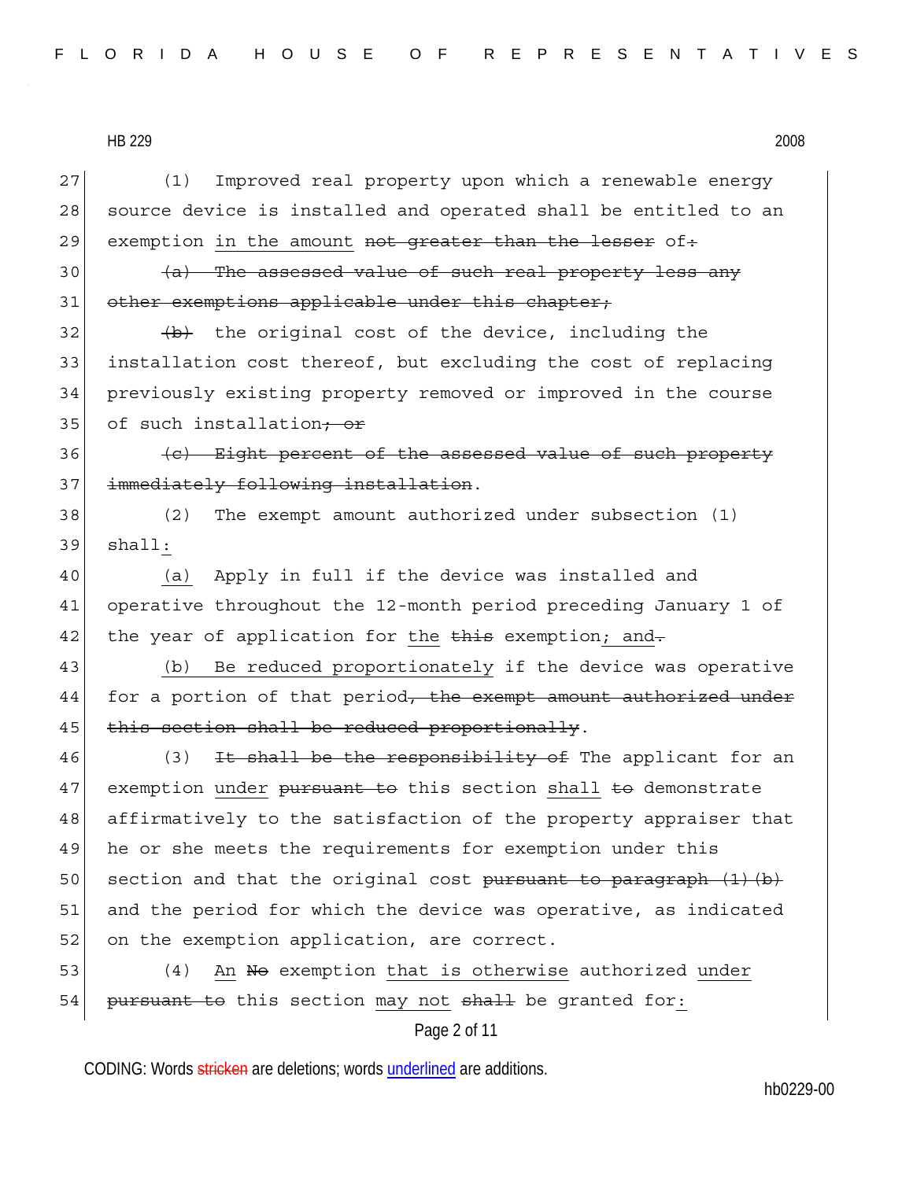(1) Improved real property upon which a renewable energy source device is installed and operated shall be entitled to an exemption <u>in the amount</u> ~~not greater than the lesser~~ of~~:~~

~~(a) The assessed value of such real property less any other exemptions applicable under this chapter;~~

~~(b)~~ the original cost of the device, including the installation cost thereof, but excluding the cost of replacing previously existing property removed or improved in the course of such installation~~; or~~

~~(c) Eight percent of the assessed value of such property immediately following installation~~.

(2) The exempt amount authorized under subsection (1) shall<u>:</u>

<u>(a)</u> Apply in full if the device was installed and operative throughout the 12-month period preceding January 1 of the year of application for <u>the</u> ~~this~~ exemption<u>; and</u>~~.~~

<u>(b) Be reduced proportionately</u> if the device was operative for a portion of that period~~, the exempt amount authorized under this section shall be reduced proportionally~~.

(3) ~~It shall be the responsibility of~~ The applicant for an exemption <u>under</u> ~~pursuant to~~ this section <u>shall</u> ~~to~~ demonstrate affirmatively to the satisfaction of the property appraiser that he or she meets the requirements for exemption under this section and that the original cost ~~pursuant to paragraph (1)(b)~~ and the period for which the device was operative, as indicated on the exemption application, are correct.

(4) <u>An</u> ~~No~~ exemption <u>that is otherwise</u> authorized <u>under</u> ~~pursuant to~~ this section <u>may not</u> ~~shall~~ be granted for<u>:</u>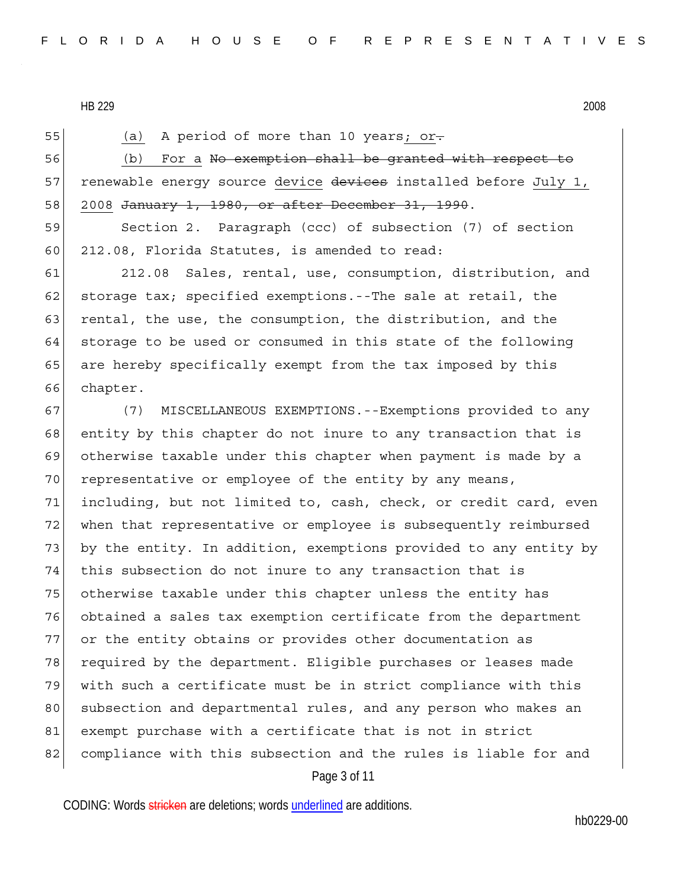(a) A period of more than 10 years; or.

(b) For a No exemption shall be granted with respect to renewable energy source device devices installed before July 1, 2008 January 1, 1980, or after December 31, 1990.

Section 2. Paragraph (ccc) of subsection (7) of section 212.08, Florida Statutes, is amended to read:

212.08 Sales, rental, use, consumption, distribution, and storage tax; specified exemptions.--The sale at retail, the rental, the use, the consumption, the distribution, and the storage to be used or consumed in this state of the following are hereby specifically exempt from the tax imposed by this chapter.

(7) MISCELLANEOUS EXEMPTIONS.--Exemptions provided to any entity by this chapter do not inure to any transaction that is otherwise taxable under this chapter when payment is made by a representative or employee of the entity by any means, including, but not limited to, cash, check, or credit card, even when that representative or employee is subsequently reimbursed by the entity. In addition, exemptions provided to any entity by this subsection do not inure to any transaction that is otherwise taxable under this chapter unless the entity has obtained a sales tax exemption certificate from the department or the entity obtains or provides other documentation as required by the department. Eligible purchases or leases made with such a certificate must be in strict compliance with this subsection and departmental rules, and any person who makes an exempt purchase with a certificate that is not in strict compliance with this subsection and the rules is liable for and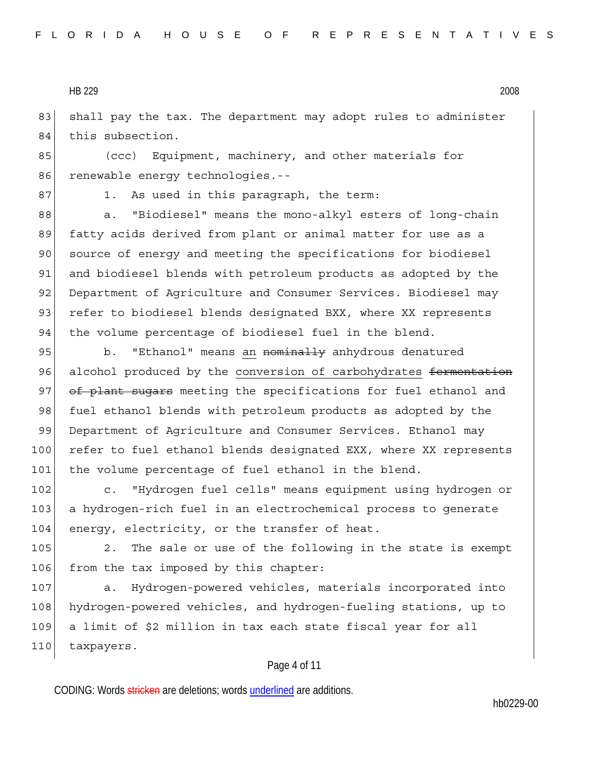shall pay the tax. The department may adopt rules to administer this subsection.

(ccc) Equipment, machinery, and other materials for renewable energy technologies.--

1. As used in this paragraph, the term:

a. "Biodiesel" means the mono-alkyl esters of long-chain fatty acids derived from plant or animal matter for use as a source of energy and meeting the specifications for biodiesel and biodiesel blends with petroleum products as adopted by the Department of Agriculture and Consumer Services. Biodiesel may refer to biodiesel blends designated BXX, where XX represents the volume percentage of biodiesel fuel in the blend.

b. "Ethanol" means <u>an</u> ~~nominally~~ anhydrous denatured alcohol produced by the <u>conversion of carbohydrates</u> ~~fermentation of plant sugars~~ meeting the specifications for fuel ethanol and fuel ethanol blends with petroleum products as adopted by the Department of Agriculture and Consumer Services. Ethanol may refer to fuel ethanol blends designated EXX, where XX represents the volume percentage of fuel ethanol in the blend.

c. "Hydrogen fuel cells" means equipment using hydrogen or a hydrogen-rich fuel in an electrochemical process to generate energy, electricity, or the transfer of heat.

2. The sale or use of the following in the state is exempt from the tax imposed by this chapter:

a. Hydrogen-powered vehicles, materials incorporated into hydrogen-powered vehicles, and hydrogen-fueling stations, up to a limit of $2 million in tax each state fiscal year for all taxpayers.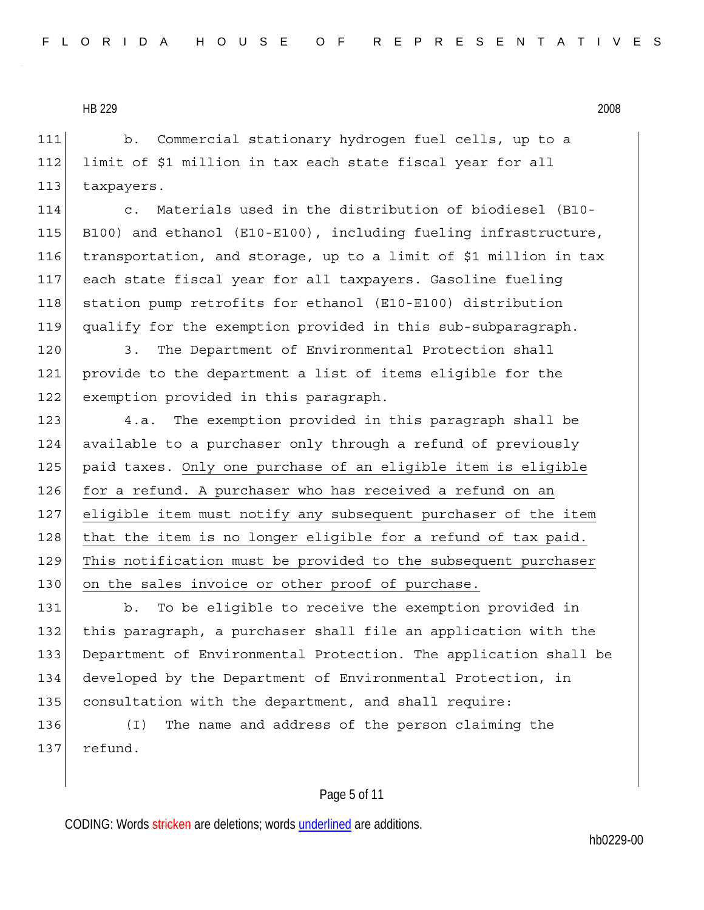HB 229 2008

b. Commercial stationary hydrogen fuel cells, up to a limit of $1 million in tax each state fiscal year for all taxpayers.

c. Materials used in the distribution of biodiesel (B10-B100) and ethanol (E10-E100), including fueling infrastructure, transportation, and storage, up to a limit of $1 million in tax each state fiscal year for all taxpayers. Gasoline fueling station pump retrofits for ethanol (E10-E100) distribution qualify for the exemption provided in this sub-subparagraph.

3. The Department of Environmental Protection shall provide to the department a list of items eligible for the exemption provided in this paragraph.

4.a. The exemption provided in this paragraph shall be available to a purchaser only through a refund of previously paid taxes. <u>Only one purchase of an eligible item is eligible for a refund. A purchaser who has received a refund on an eligible item must notify any subsequent purchaser of the item that the item is no longer eligible for a refund of tax paid. This notification must be provided to the subsequent purchaser on the sales invoice or other proof of purchase.</u>

b. To be eligible to receive the exemption provided in this paragraph, a purchaser shall file an application with the Department of Environmental Protection. The application shall be developed by the Department of Environmental Protection, in consultation with the department, and shall require:

(I) The name and address of the person claiming the refund.

CODING: Words ~~stricken~~ are deletions; words <u>underlined</u> are additions.

hb0229-00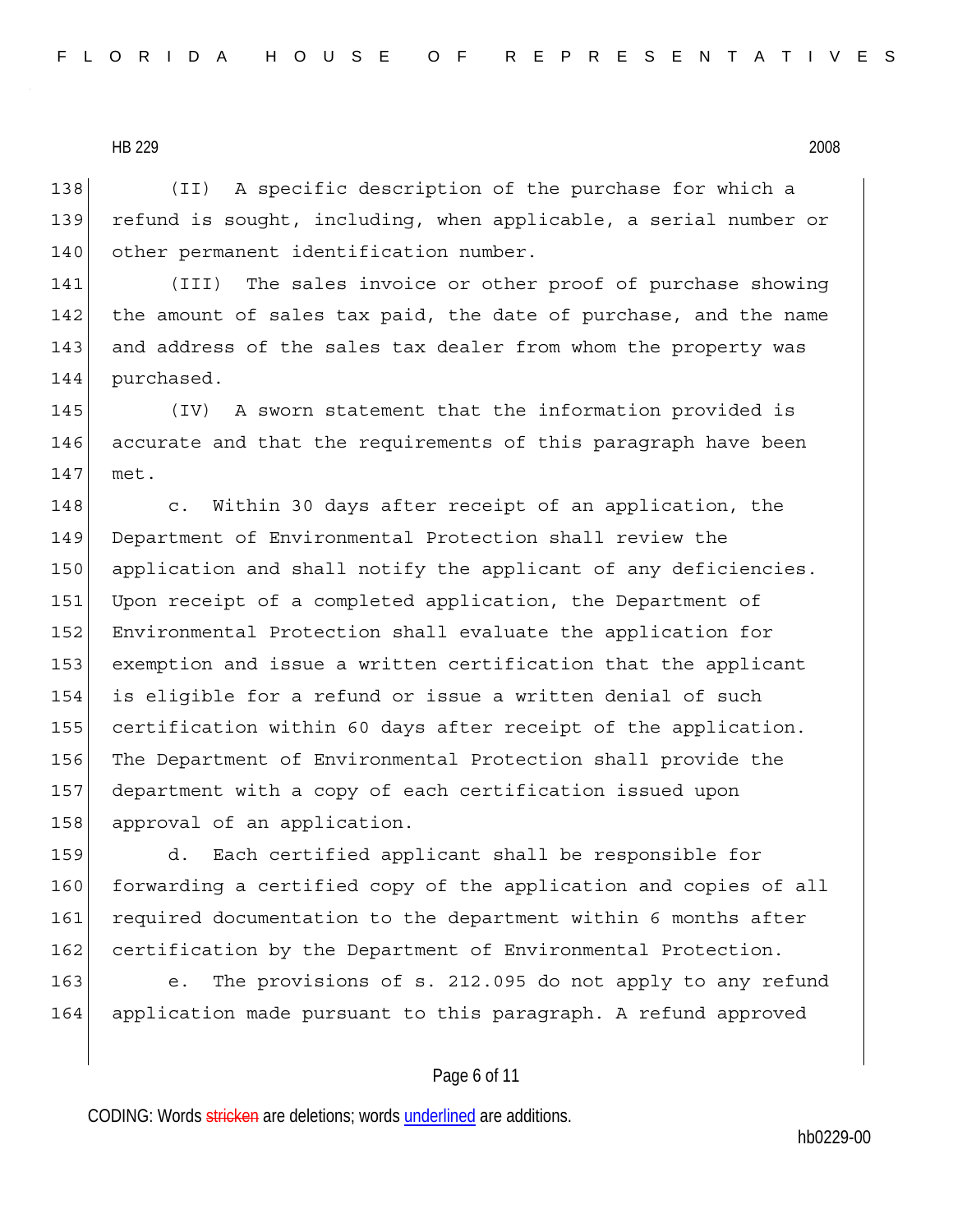(II) A specific description of the purchase for which a refund is sought, including, when applicable, a serial number or other permanent identification number.

(III) The sales invoice or other proof of purchase showing the amount of sales tax paid, the date of purchase, and the name and address of the sales tax dealer from whom the property was purchased.

(IV) A sworn statement that the information provided is accurate and that the requirements of this paragraph have been met.

c. Within 30 days after receipt of an application, the Department of Environmental Protection shall review the application and shall notify the applicant of any deficiencies. Upon receipt of a completed application, the Department of Environmental Protection shall evaluate the application for exemption and issue a written certification that the applicant is eligible for a refund or issue a written denial of such certification within 60 days after receipt of the application. The Department of Environmental Protection shall provide the department with a copy of each certification issued upon approval of an application.

d. Each certified applicant shall be responsible for forwarding a certified copy of the application and copies of all required documentation to the department within 6 months after certification by the Department of Environmental Protection.

e. The provisions of s. 212.095 do not apply to any refund application made pursuant to this paragraph. A refund approved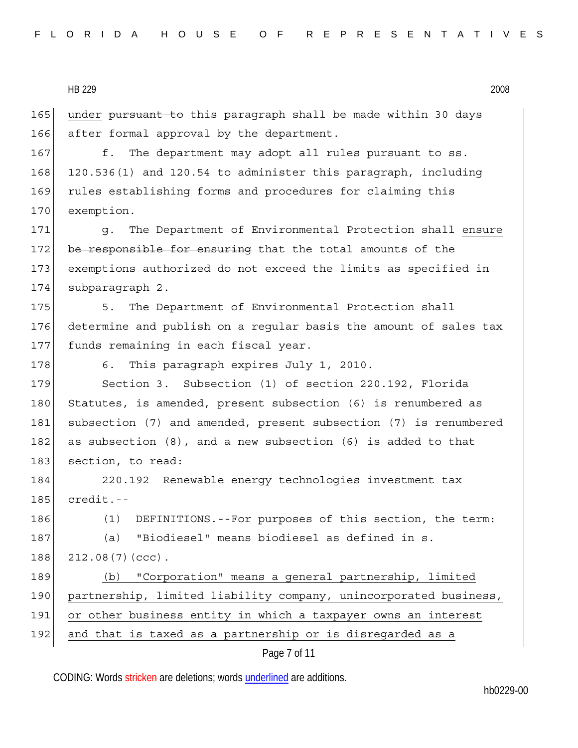under ~~pursuant to~~ this paragraph shall be made within 30 days after formal approval by the department.

f. The department may adopt all rules pursuant to ss. 120.536(1) and 120.54 to administer this paragraph, including rules establishing forms and procedures for claiming this exemption.

g. The Department of Environmental Protection shall ensure ~~be responsible for ensuring~~ that the total amounts of the exemptions authorized do not exceed the limits as specified in subparagraph 2.

5. The Department of Environmental Protection shall determine and publish on a regular basis the amount of sales tax funds remaining in each fiscal year.

6. This paragraph expires July 1, 2010.

Section 3. Subsection (1) of section 220.192, Florida Statutes, is amended, present subsection (6) is renumbered as subsection (7) and amended, present subsection (7) is renumbered as subsection (8), and a new subsection (6) is added to that section, to read:

220.192 Renewable energy technologies investment tax credit.--

(1) DEFINITIONS.--For purposes of this section, the term:

(a) "Biodiesel" means biodiesel as defined in s. 212.08(7)(ccc).

(b) "Corporation" means a general partnership, limited partnership, limited liability company, unincorporated business, or other business entity in which a taxpayer owns an interest and that is taxed as a partnership or is disregarded as a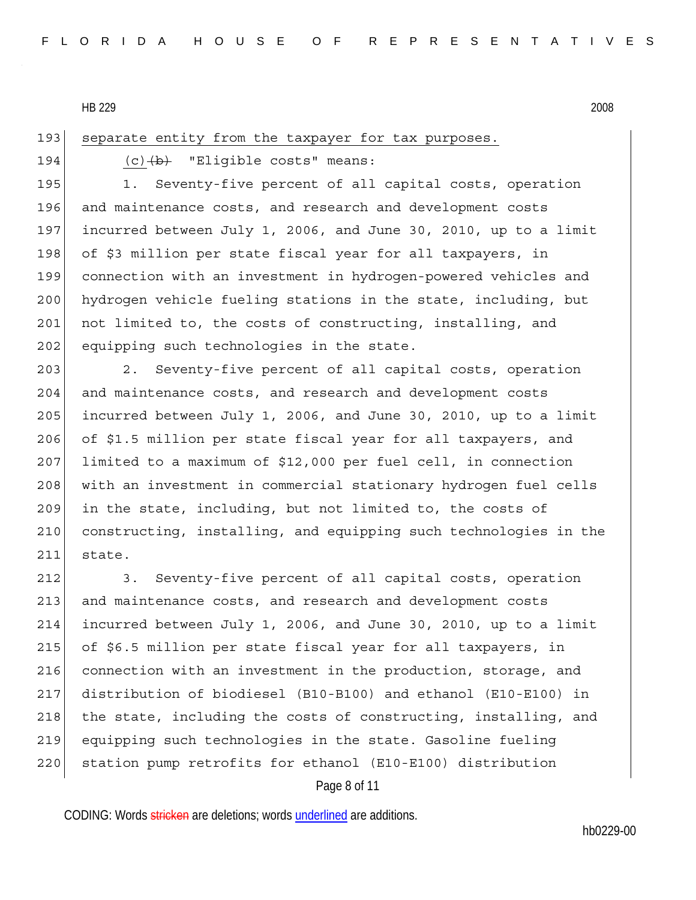separate entity from the taxpayer for tax purposes.

(c) ~~(b)~~ "Eligible costs" means:

1. Seventy-five percent of all capital costs, operation and maintenance costs, and research and development costs incurred between July 1, 2006, and June 30, 2010, up to a limit of $3 million per state fiscal year for all taxpayers, in connection with an investment in hydrogen-powered vehicles and hydrogen vehicle fueling stations in the state, including, but not limited to, the costs of constructing, installing, and equipping such technologies in the state.

2. Seventy-five percent of all capital costs, operation and maintenance costs, and research and development costs incurred between July 1, 2006, and June 30, 2010, up to a limit of $1.5 million per state fiscal year for all taxpayers, and limited to a maximum of $12,000 per fuel cell, in connection with an investment in commercial stationary hydrogen fuel cells in the state, including, but not limited to, the costs of constructing, installing, and equipping such technologies in the state.

3. Seventy-five percent of all capital costs, operation and maintenance costs, and research and development costs incurred between July 1, 2006, and June 30, 2010, up to a limit of $6.5 million per state fiscal year for all taxpayers, in connection with an investment in the production, storage, and distribution of biodiesel (B10-B100) and ethanol (E10-E100) in the state, including the costs of constructing, installing, and equipping such technologies in the state. Gasoline fueling station pump retrofits for ethanol (E10-E100) distribution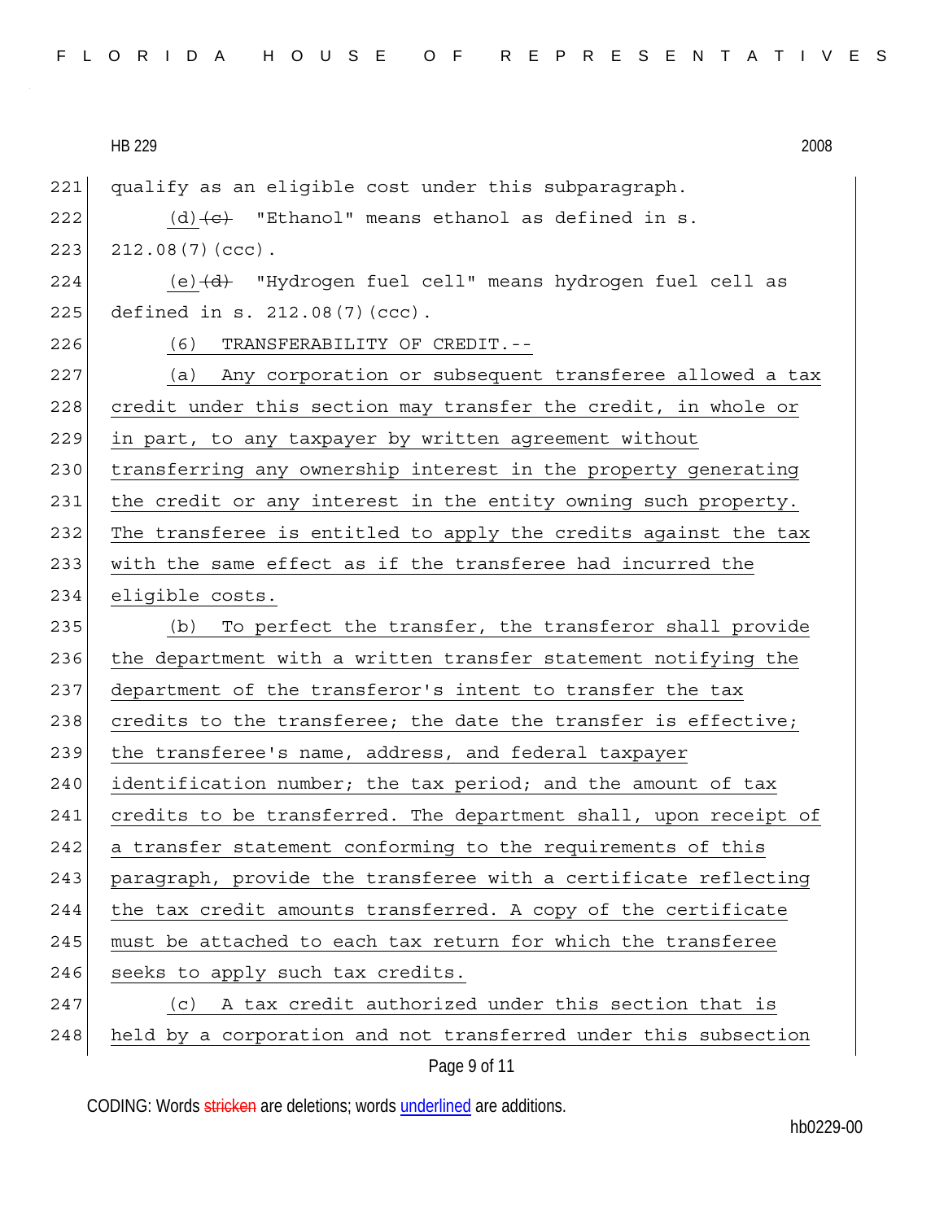qualify as an eligible cost under this subparagraph.

(d) ~~(c)~~ "Ethanol" means ethanol as defined in s. 212.08(7)(ccc).

(e) ~~(d)~~ "Hydrogen fuel cell" means hydrogen fuel cell as defined in s. 212.08(7)(ccc).

(6) TRANSFERABILITY OF CREDIT.--

(a) Any corporation or subsequent transferee allowed a tax credit under this section may transfer the credit, in whole or in part, to any taxpayer by written agreement without transferring any ownership interest in the property generating the credit or any interest in the entity owning such property. The transferee is entitled to apply the credits against the tax with the same effect as if the transferee had incurred the eligible costs.

(b) To perfect the transfer, the transferor shall provide the department with a written transfer statement notifying the department of the transferor's intent to transfer the tax credits to the transferee; the date the transfer is effective; the transferee's name, address, and federal taxpayer identification number; the tax period; and the amount of tax credits to be transferred. The department shall, upon receipt of a transfer statement conforming to the requirements of this paragraph, provide the transferee with a certificate reflecting the tax credit amounts transferred. A copy of the certificate must be attached to each tax return for which the transferee seeks to apply such tax credits.

(c) A tax credit authorized under this section that is held by a corporation and not transferred under this subsection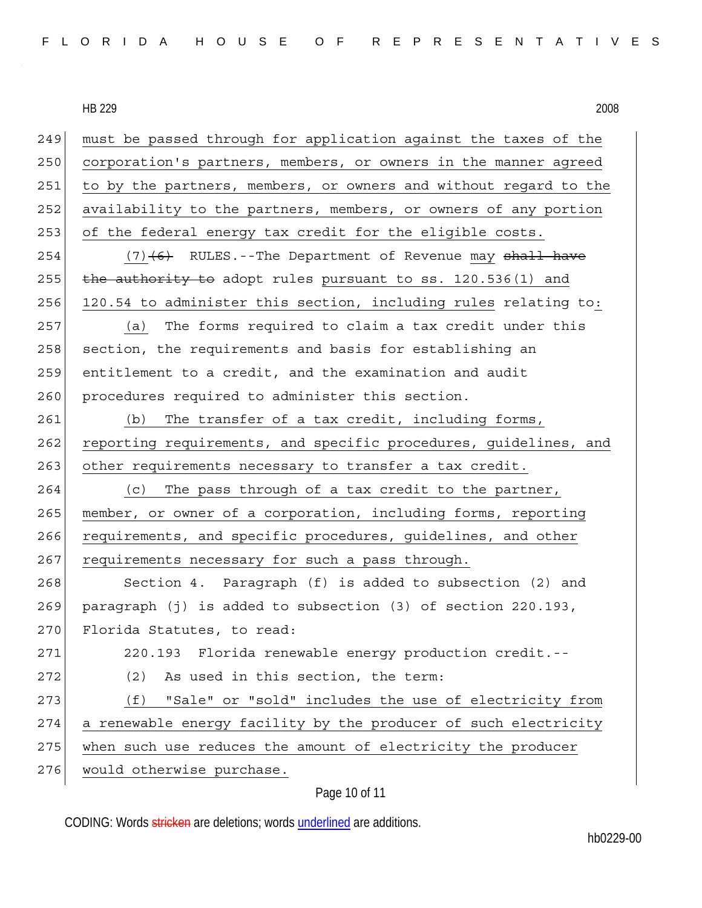must be passed through for application against the taxes of the corporation's partners, members, or owners in the manner agreed to by the partners, members, or owners and without regard to the availability to the partners, members, or owners of any portion of the federal energy tax credit for the eligible costs.

(7)~~(6)~~ RULES.--The Department of Revenue may ~~shall have the authority to~~ adopt rules pursuant to ss. 120.536(1) and 120.54 to administer this section, including rules relating to:

(a) The forms required to claim a tax credit under this section, the requirements and basis for establishing an entitlement to a credit, and the examination and audit procedures required to administer this section.

(b) The transfer of a tax credit, including forms, reporting requirements, and specific procedures, guidelines, and other requirements necessary to transfer a tax credit.

(c) The pass through of a tax credit to the partner, member, or owner of a corporation, including forms, reporting requirements, and specific procedures, guidelines, and other requirements necessary for such a pass through.

Section 4. Paragraph (f) is added to subsection (2) and paragraph (j) is added to subsection (3) of section 220.193, Florida Statutes, to read:

220.193 Florida renewable energy production credit.--

(2) As used in this section, the term:

(f) "Sale" or "sold" includes the use of electricity from a renewable energy facility by the producer of such electricity when such use reduces the amount of electricity the producer would otherwise purchase.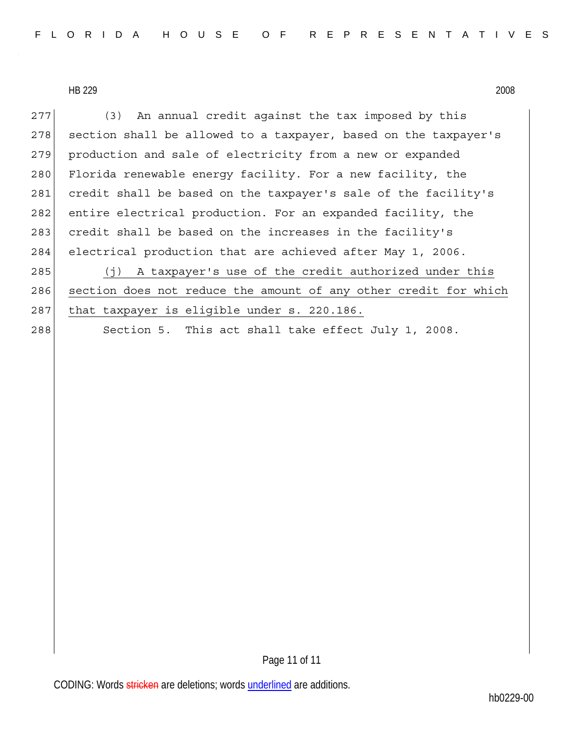(3) An annual credit against the tax imposed by this section shall be allowed to a taxpayer, based on the taxpayer's production and sale of electricity from a new or expanded Florida renewable energy facility. For a new facility, the credit shall be based on the taxpayer's sale of the facility's entire electrical production. For an expanded facility, the credit shall be based on the increases in the facility's electrical production that are achieved after May 1, 2006.

<u>(j) A taxpayer's use of the credit authorized under this section does not reduce the amount of any other credit for which that taxpayer is eligible under s. 220.186.</u>

Section 5. This act shall take effect July 1, 2008.

CODING: Words ~~stricken~~ are deletions; words <u>underlined</u> are additions.